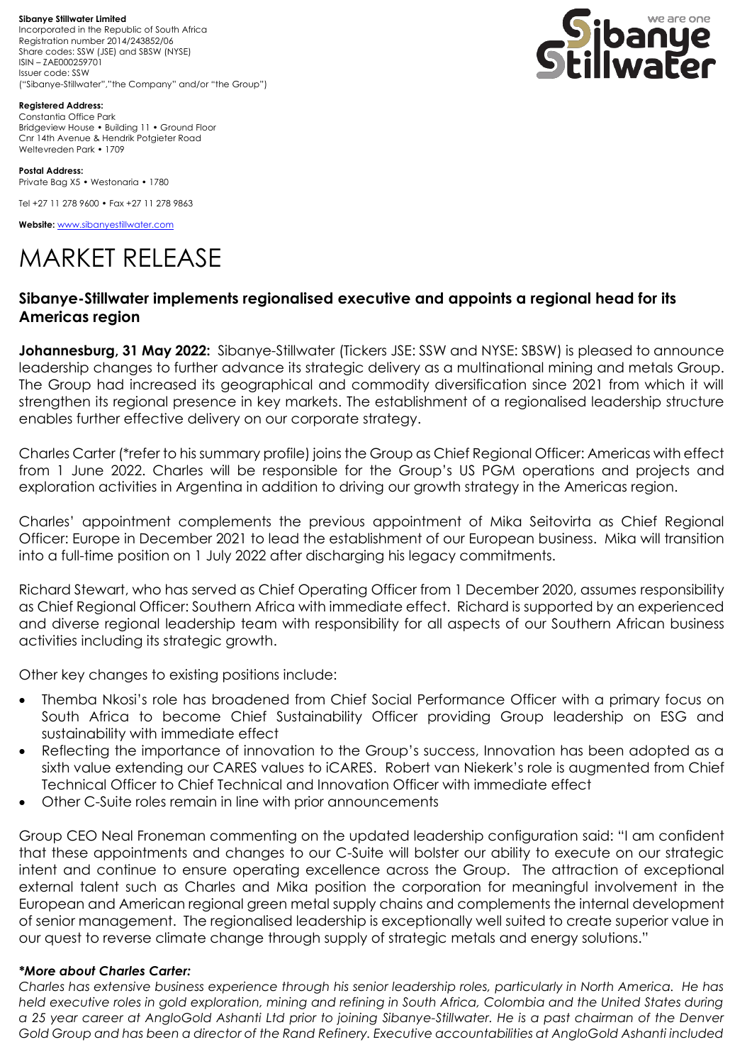**Sibanye Stillwater Limited**
Incorporated in the Republic of South Africa
Registration number 2014/243852/06
Share codes: SSW (JSE) and SBSW (NYSE)
ISIN – ZAE000259701
Issuer code: SSW
("Sibanye-Stillwater","the Company" and/or "the Group")

**Registered Address:**
Constantia Office Park
Bridgeview House • Building 11 • Ground Floor
Cnr 14th Avenue & Hendrik Potgieter Road
Weltevreden Park • 1709

**Postal Address:**
Private Bag X5 • Westonaria • 1780

Tel +27 11 278 9600 • Fax +27 11 278 9863

**Website:** www.sibanyestillwater.com

# MARKET RELEASE

## Sibanye-Stillwater implements regionalised executive and appoints a regional head for its Americas region

**Johannesburg, 31 May 2022:** Sibanye-Stillwater (Tickers JSE: SSW and NYSE: SBSW) is pleased to announce leadership changes to further advance its strategic delivery as a multinational mining and metals Group. The Group had increased its geographical and commodity diversification since 2021 from which it will strengthen its regional presence in key markets. The establishment of a regionalised leadership structure enables further effective delivery on our corporate strategy.

Charles Carter (*refer to his summary profile) joins the Group as Chief Regional Officer: Americas with effect from 1 June 2022. Charles will be responsible for the Group's US PGM operations and projects and exploration activities in Argentina in addition to driving our growth strategy in the Americas region.

Charles' appointment complements the previous appointment of Mika Seitovirta as Chief Regional Officer: Europe in December 2021 to lead the establishment of our European business. Mika will transition into a full-time position on 1 July 2022 after discharging his legacy commitments.

Richard Stewart, who has served as Chief Operating Officer from 1 December 2020, assumes responsibility as Chief Regional Officer: Southern Africa with immediate effect. Richard is supported by an experienced and diverse regional leadership team with responsibility for all aspects of our Southern African business activities including its strategic growth.

Other key changes to existing positions include:

- Themba Nkosi's role has broadened from Chief Social Performance Officer with a primary focus on South Africa to become Chief Sustainability Officer providing Group leadership on ESG and sustainability with immediate effect
- Reflecting the importance of innovation to the Group's success, Innovation has been adopted as a sixth value extending our CARES values to iCARES. Robert van Niekerk's role is augmented from Chief Technical Officer to Chief Technical and Innovation Officer with immediate effect
- Other C-Suite roles remain in line with prior announcements

Group CEO Neal Froneman commenting on the updated leadership configuration said: "I am confident that these appointments and changes to our C-Suite will bolster our ability to execute on our strategic intent and continue to ensure operating excellence across the Group. The attraction of exceptional external talent such as Charles and Mika position the corporation for meaningful involvement in the European and American regional green metal supply chains and complements the internal development of senior management. The regionalised leadership is exceptionally well suited to create superior value in our quest to reverse climate change through supply of strategic metals and energy solutions."

***More about Charles Carter:***

*Charles has extensive business experience through his senior leadership roles, particularly in North America. He has held executive roles in gold exploration, mining and refining in South Africa, Colombia and the United States during a 25 year career at AngloGold Ashanti Ltd prior to joining Sibanye-Stillwater. He is a past chairman of the Denver Gold Group and has been a director of the Rand Refinery. Executive accountabilities at AngloGold Ashanti included*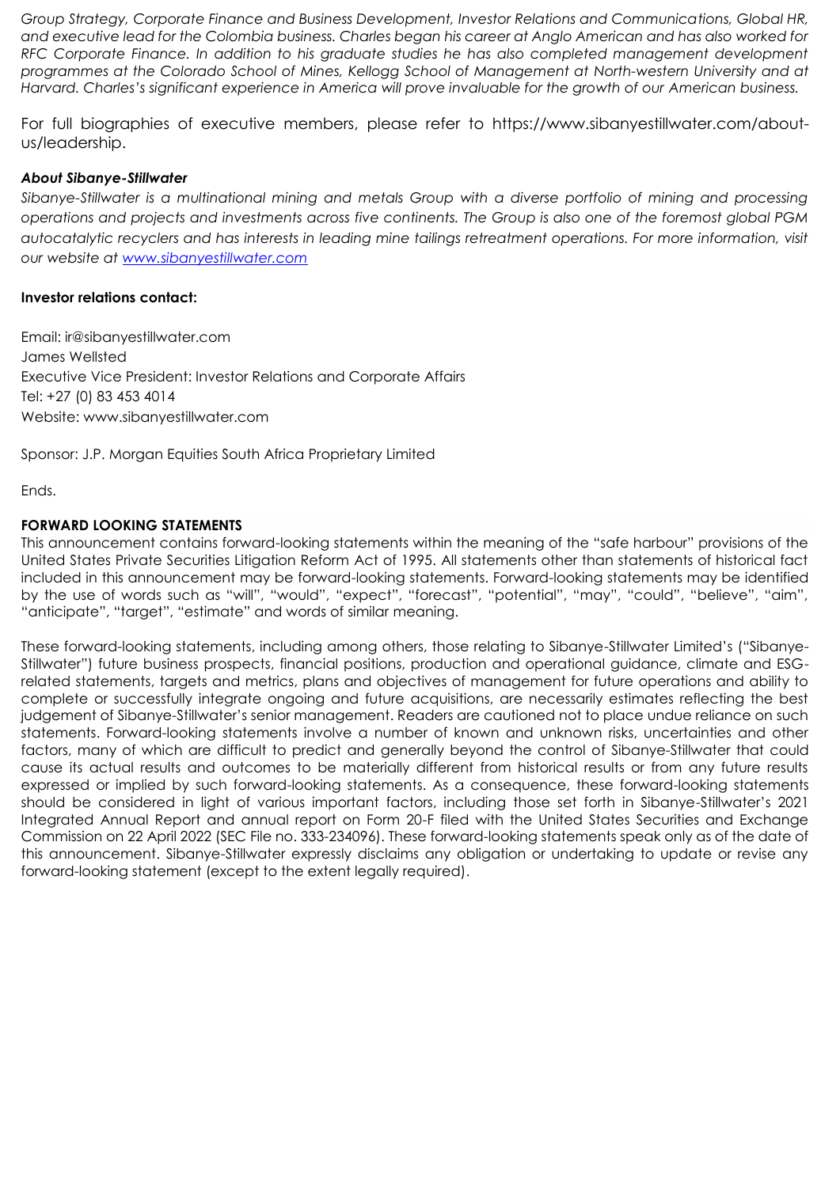*Group Strategy, Corporate Finance and Business Development, Investor Relations and Communications, Global HR, and executive lead for the Colombia business. Charles began his career at Anglo American and has also worked for RFC Corporate Finance. In addition to his graduate studies he has also completed management development programmes at the Colorado School of Mines, Kellogg School of Management at North-western University and at Harvard. Charles's significant experience in America will prove invaluable for the growth of our American business.*

For full biographies of executive members, please refer to https://www.sibanyestillwater.com/about-us/leadership.

***About Sibanye-Stillwater***

*Sibanye-Stillwater is a multinational mining and metals Group with a diverse portfolio of mining and processing operations and projects and investments across five continents. The Group is also one of the foremost global PGM autocatalytic recyclers and has interests in leading mine tailings retreatment operations. For more information, visit our website at [www.sibanyestillwater.com](www.sibanyestillwater.com)*

**Investor relations contact:**

Email: ir@sibanyestillwater.com
James Wellsted
Executive Vice President: Investor Relations and Corporate Affairs
Tel: +27 (0) 83 453 4014
Website: www.sibanyestillwater.com

Sponsor: J.P. Morgan Equities South Africa Proprietary Limited

Ends.

**FORWARD LOOKING STATEMENTS**

This announcement contains forward-looking statements within the meaning of the "safe harbour" provisions of the United States Private Securities Litigation Reform Act of 1995. All statements other than statements of historical fact included in this announcement may be forward-looking statements. Forward-looking statements may be identified by the use of words such as "will", "would", "expect", "forecast", "potential", "may", "could", "believe", "aim", "anticipate", "target", "estimate" and words of similar meaning.

These forward-looking statements, including among others, those relating to Sibanye-Stillwater Limited's ("Sibanye-Stillwater") future business prospects, financial positions, production and operational guidance, climate and ESG-related statements, targets and metrics, plans and objectives of management for future operations and ability to complete or successfully integrate ongoing and future acquisitions, are necessarily estimates reflecting the best judgement of Sibanye-Stillwater's senior management. Readers are cautioned not to place undue reliance on such statements. Forward-looking statements involve a number of known and unknown risks, uncertainties and other factors, many of which are difficult to predict and generally beyond the control of Sibanye-Stillwater that could cause its actual results and outcomes to be materially different from historical results or from any future results expressed or implied by such forward-looking statements. As a consequence, these forward-looking statements should be considered in light of various important factors, including those set forth in Sibanye-Stillwater's 2021 Integrated Annual Report and annual report on Form 20-F filed with the United States Securities and Exchange Commission on 22 April 2022 (SEC File no. 333-234096). These forward-looking statements speak only as of the date of this announcement. Sibanye-Stillwater expressly disclaims any obligation or undertaking to update or revise any forward-looking statement (except to the extent legally required).